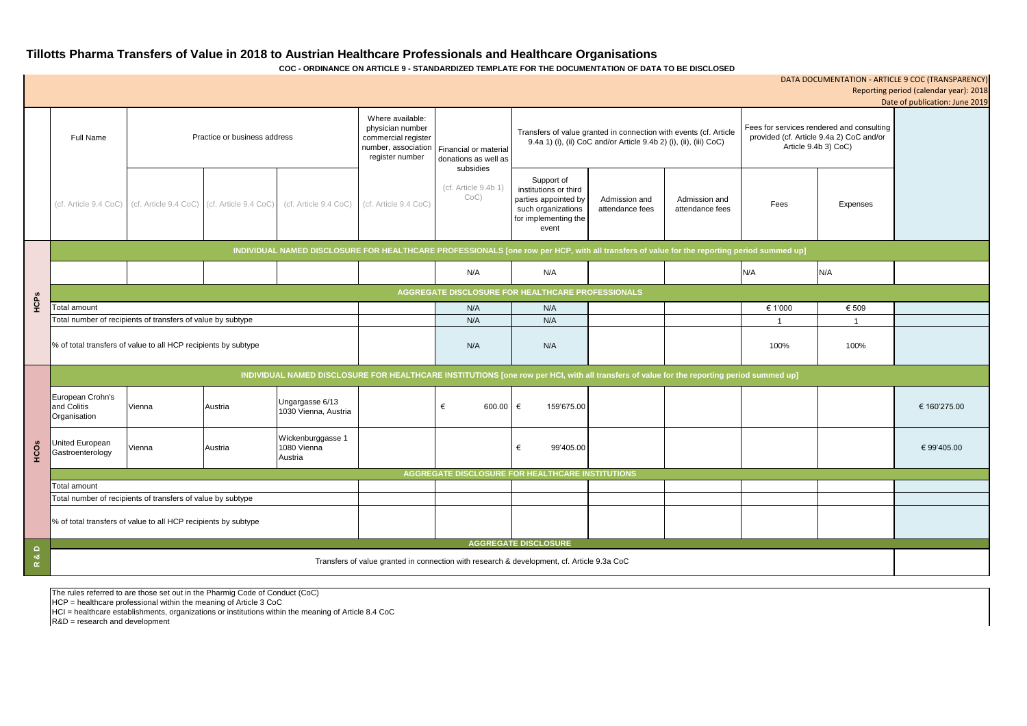# Tillotts Pharma Transfers of Value in 2018 to Austrian Healthcare Professionals and Healthcare Organisations

**COC - ORDINANCE ON ARTICLE 9 - STANDARDIZED TEMPLATE FOR THE DOCUMENTATION OF DATA TO BE DISCLOSED**

DATA DOCUMENTATION - ARTICLE 9 COC (TRANSPARENCY)
Reporting period (calendar year): 2018
Date of publication: June 2019

| | Full Name | Practice or business address | | | Where available: physician number commercial register number, association register number | Financial or material donations as well as subsidies | Transfers of value granted in connection with events (cf. Article 9.4a 1) (i), (ii) CoC and/or Article 9.4b 2) (i), (ii), (iii) CoC) | | | Fees for services rendered and consulting provided (cf. Article 9.4a 2) CoC and/or Article 9.4b 3) CoC) | | |
|---|---|---|---|---|---|---|---|---|---|---|---|---|
| | (cf. Article 9.4 CoC) | (cf. Article 9.4 CoC) | (cf. Article 9.4 CoC) | (cf. Article 9.4 CoC) | (cf. Article 9.4 CoC) | (cf. Article 9.4b 1) CoC) | Support of institutions or third parties appointed by such organizations for implementing the event | Admission and attendance fees | Admission and attendance fees | Fees | Expenses | |
| **HCPs** | **INDIVIDUAL NAMED DISCLOSURE FOR HEALTHCARE PROFESSIONALS [one row per HCP, with all transfers of value for the reporting period summed up]** | | | | | | | | | | | |
| | | | | | | N/A | N/A | | | N/A | N/A | |
| | **AGGREGATE DISCLOSURE FOR HEALTHCARE PROFESSIONALS** | | | | | | | | | | | |
| | Total amount | | | | | N/A | N/A | | | € 1'000 | € 509 | |
| | Total number of recipients of transfers of value by subtype | | | | | N/A | N/A | | | 1 | 1 | |
| | % of total transfers of value to all HCP recipients by subtype | | | | | N/A | N/A | | | 100% | 100% | |
| **HCOs** | **INDIVIDUAL NAMED DISCLOSURE FOR HEALTHCARE INSTITUTIONS [one row per HCI, with all transfers of value for the reporting period summed up]** | | | | | | | | | | | |
| | European Crohn's and Colitis Organisation | Vienna | Austria | Ungargasse 6/13 1030 Vienna, Austria | | € 600.00 | € 159'675.00 | | | | | € 160'275.00 |
| | United European Gastroenterology | Vienna | Austria | Wickenburggasse 1 1080 Vienna Austria | | | € 99'405.00 | | | | | € 99'405.00 |
| | **AGGREGATE DISCLOSURE FOR HEALTHCARE INSTITUTIONS** | | | | | | | | | | | |
| | Total amount | | | | | | | | | | | |
| | Total number of recipients of transfers of value by subtype | | | | | | | | | | | |
| | % of total transfers of value to all HCP recipients by subtype | | | | | | | | | | | |
| **R & D** | **AGGREGATE DISCLOSURE** | | | | | | | | | | | |
| | Transfers of value granted in connection with research & development, cf. Article 9.3a CoC | | | | | | | | | | | |

The rules referred to are those set out in the Pharmig Code of Conduct (CoC)
HCP = healthcare professional within the meaning of Article 3 CoC
HCI = healthcare establishments, organizations or institutions within the meaning of Article 8.4 CoC
R&D = research and development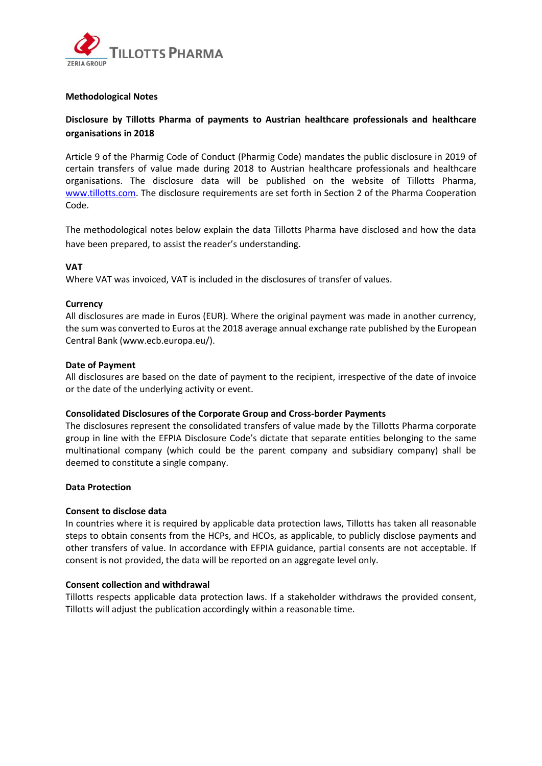**Methodological Notes**

**Disclosure by Tillotts Pharma of payments to Austrian healthcare professionals and healthcare organisations in 2018**

Article 9 of the Pharmig Code of Conduct (Pharmig Code) mandates the public disclosure in 2019 of certain transfers of value made during 2018 to Austrian healthcare professionals and healthcare organisations. The disclosure data will be published on the website of Tillotts Pharma, www.tillotts.com. The disclosure requirements are set forth in Section 2 of the Pharma Cooperation Code.

The methodological notes below explain the data Tillotts Pharma have disclosed and how the data have been prepared, to assist the reader's understanding.

**VAT**
Where VAT was invoiced, VAT is included in the disclosures of transfer of values.

**Currency**
All disclosures are made in Euros (EUR). Where the original payment was made in another currency, the sum was converted to Euros at the 2018 average annual exchange rate published by the European Central Bank (www.ecb.europa.eu/).

**Date of Payment**
All disclosures are based on the date of payment to the recipient, irrespective of the date of invoice or the date of the underlying activity or event.

**Consolidated Disclosures of the Corporate Group and Cross-border Payments**
The disclosures represent the consolidated transfers of value made by the Tillotts Pharma corporate group in line with the EFPIA Disclosure Code's dictate that separate entities belonging to the same multinational company (which could be the parent company and subsidiary company) shall be deemed to constitute a single company.

**Data Protection**

**Consent to disclose data**
In countries where it is required by applicable data protection laws, Tillotts has taken all reasonable steps to obtain consents from the HCPs, and HCOs, as applicable, to publicly disclose payments and other transfers of value. In accordance with EFPIA guidance, partial consents are not acceptable. If consent is not provided, the data will be reported on an aggregate level only.

**Consent collection and withdrawal**
Tillotts respects applicable data protection laws. If a stakeholder withdraws the provided consent, Tillotts will adjust the publication accordingly within a reasonable time.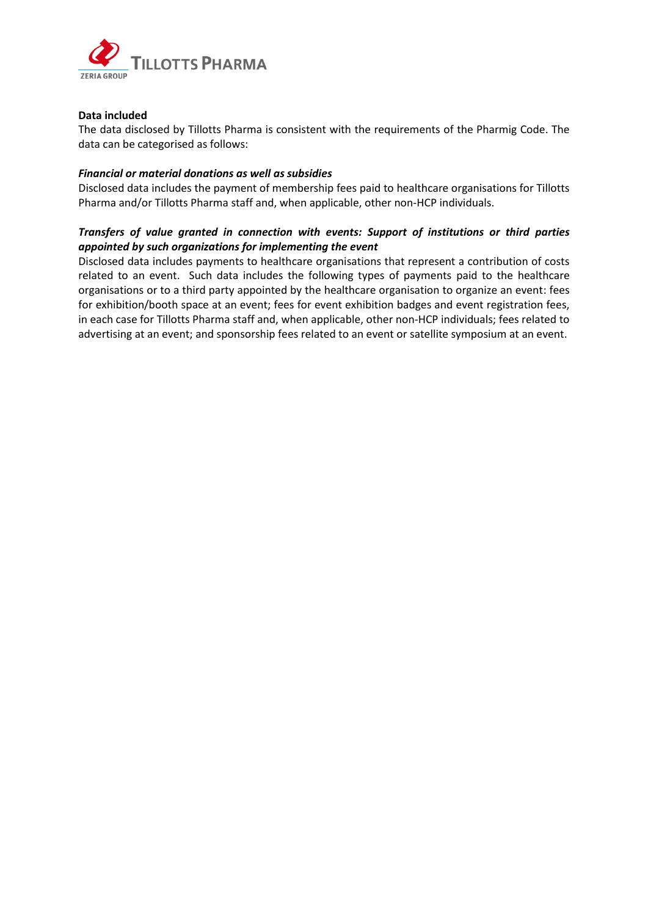**Data included**

The data disclosed by Tillotts Pharma is consistent with the requirements of the Pharmig Code. The data can be categorised as follows:

***Financial or material donations as well as subsidies***

Disclosed data includes the payment of membership fees paid to healthcare organisations for Tillotts Pharma and/or Tillotts Pharma staff and, when applicable, other non-HCP individuals.

***Transfers of value granted in connection with events: Support of institutions or third parties appointed by such organizations for implementing the event***

Disclosed data includes payments to healthcare organisations that represent a contribution of costs related to an event. Such data includes the following types of payments paid to the healthcare organisations or to a third party appointed by the healthcare organisation to organize an event: fees for exhibition/booth space at an event; fees for event exhibition badges and event registration fees, in each case for Tillotts Pharma staff and, when applicable, other non-HCP individuals; fees related to advertising at an event; and sponsorship fees related to an event or satellite symposium at an event.